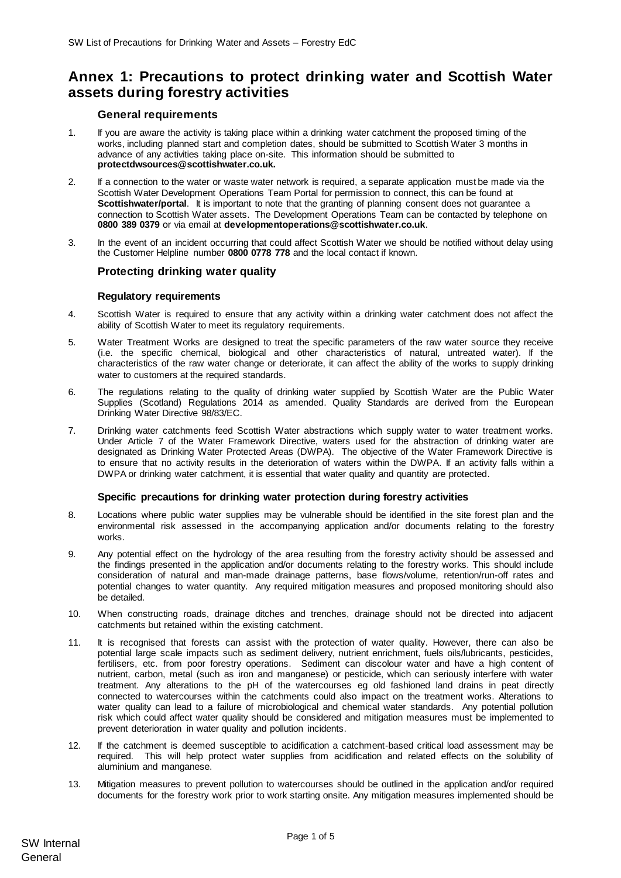# Annex 1: Precautions to protect drinking water and Scottish Water assets during forestry activities

## General requirements

1. If you are aware the activity is taking place within a drinking water catchment the proposed timing of the works, including planned start and completion dates, should be submitted to Scottish Water 3 months in advance of any activities taking place on-site. This information should be submitted to **protectdwsources@scottishwater.co.uk.**

2. If a connection to the water or waste water network is required, a separate application must be made via the Scottish Water Development Operations Team Portal for permission to connect, this can be found at **Scottishwater/portal**. It is important to note that the granting of planning consent does not guarantee a connection to Scottish Water assets. The Development Operations Team can be contacted by telephone on **0800 389 0379** or via email at **developmentoperations@scottishwater.co.uk**.

3. In the event of an incident occurring that could affect Scottish Water we should be notified without delay using the Customer Helpline number **0800 0778 778** and the local contact if known.

## Protecting drinking water quality

### Regulatory requirements

4. Scottish Water is required to ensure that any activity within a drinking water catchment does not affect the ability of Scottish Water to meet its regulatory requirements.

5. Water Treatment Works are designed to treat the specific parameters of the raw water source they receive (i.e. the specific chemical, biological and other characteristics of natural, untreated water). If the characteristics of the raw water change or deteriorate, it can affect the ability of the works to supply drinking water to customers at the required standards.

6. The regulations relating to the quality of drinking water supplied by Scottish Water are the Public Water Supplies (Scotland) Regulations 2014 as amended. Quality Standards are derived from the European Drinking Water Directive 98/83/EC.

7. Drinking water catchments feed Scottish Water abstractions which supply water to water treatment works. Under Article 7 of the Water Framework Directive, waters used for the abstraction of drinking water are designated as Drinking Water Protected Areas (DWPA). The objective of the Water Framework Directive is to ensure that no activity results in the deterioration of waters within the DWPA. If an activity falls within a DWPA or drinking water catchment, it is essential that water quality and quantity are protected.

### Specific precautions for drinking water protection during forestry activities

8. Locations where public water supplies may be vulnerable should be identified in the site forest plan and the environmental risk assessed in the accompanying application and/or documents relating to the forestry works.

9. Any potential effect on the hydrology of the area resulting from the forestry activity should be assessed and the findings presented in the application and/or documents relating to the forestry works. This should include consideration of natural and man-made drainage patterns, base flows/volume, retention/run-off rates and potential changes to water quantity. Any required mitigation measures and proposed monitoring should also be detailed.

10. When constructing roads, drainage ditches and trenches, drainage should not be directed into adjacent catchments but retained within the existing catchment.

11. It is recognised that forests can assist with the protection of water quality. However, there can also be potential large scale impacts such as sediment delivery, nutrient enrichment, fuels oils/lubricants, pesticides, fertilisers, etc. from poor forestry operations. Sediment can discolour water and have a high content of nutrient, carbon, metal (such as iron and manganese) or pesticide, which can seriously interfere with water treatment. Any alterations to the pH of the watercourses eg old fashioned land drains in peat directly connected to watercourses within the catchments could also impact on the treatment works. Alterations to water quality can lead to a failure of microbiological and chemical water standards. Any potential pollution risk which could affect water quality should be considered and mitigation measures must be implemented to prevent deterioration in water quality and pollution incidents.

12. If the catchment is deemed susceptible to acidification a catchment-based critical load assessment may be required. This will help protect water supplies from acidification and related effects on the solubility of aluminium and manganese.

13. Mitigation measures to prevent pollution to watercourses should be outlined in the application and/or required documents for the forestry work prior to work starting onsite. Any mitigation measures implemented should be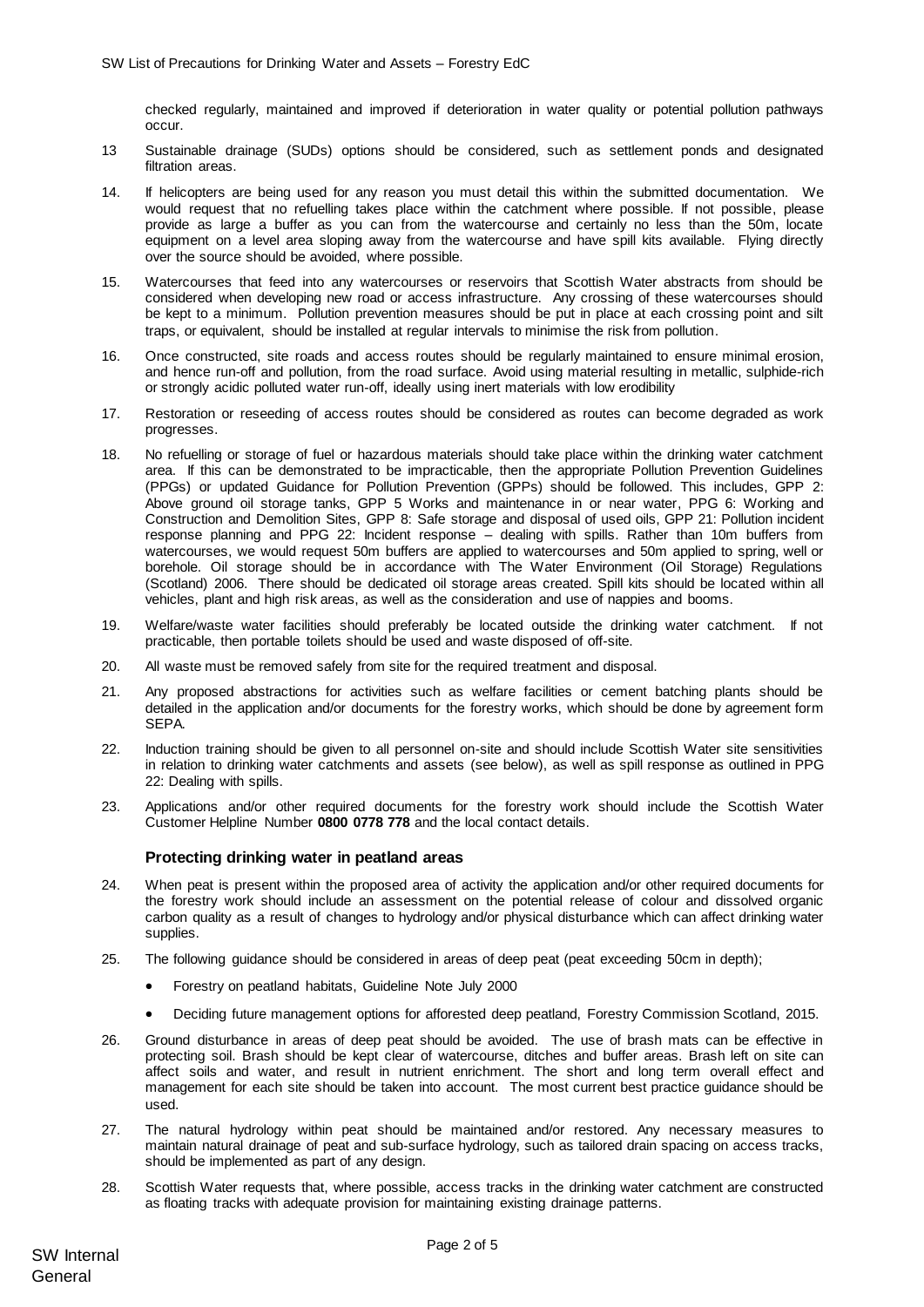checked regularly, maintained and improved if deterioration in water quality or potential pollution pathways occur.

13 Sustainable drainage (SUDs) options should be considered, such as settlement ponds and designated filtration areas.

14. If helicopters are being used for any reason you must detail this within the submitted documentation. We would request that no refuelling takes place within the catchment where possible. If not possible, please provide as large a buffer as you can from the watercourse and certainly no less than the 50m, locate equipment on a level area sloping away from the watercourse and have spill kits available. Flying directly over the source should be avoided, where possible.

15. Watercourses that feed into any watercourses or reservoirs that Scottish Water abstracts from should be considered when developing new road or access infrastructure. Any crossing of these watercourses should be kept to a minimum. Pollution prevention measures should be put in place at each crossing point and silt traps, or equivalent, should be installed at regular intervals to minimise the risk from pollution.

16. Once constructed, site roads and access routes should be regularly maintained to ensure minimal erosion, and hence run-off and pollution, from the road surface. Avoid using material resulting in metallic, sulphide-rich or strongly acidic polluted water run-off, ideally using inert materials with low erodibility

17. Restoration or reseeding of access routes should be considered as routes can become degraded as work progresses.

18. No refuelling or storage of fuel or hazardous materials should take place within the drinking water catchment area. If this can be demonstrated to be impracticable, then the appropriate Pollution Prevention Guidelines (PPGs) or updated Guidance for Pollution Prevention (GPPs) should be followed. This includes, GPP 2: Above ground oil storage tanks, GPP 5 Works and maintenance in or near water, PPG 6: Working and Construction and Demolition Sites, GPP 8: Safe storage and disposal of used oils, GPP 21: Pollution incident response planning and PPG 22: Incident response – dealing with spills. Rather than 10m buffers from watercourses, we would request 50m buffers are applied to watercourses and 50m applied to spring, well or borehole. Oil storage should be in accordance with The Water Environment (Oil Storage) Regulations (Scotland) 2006. There should be dedicated oil storage areas created. Spill kits should be located within all vehicles, plant and high risk areas, as well as the consideration and use of nappies and booms.

19. Welfare/waste water facilities should preferably be located outside the drinking water catchment. If not practicable, then portable toilets should be used and waste disposed of off-site.

20. All waste must be removed safely from site for the required treatment and disposal.

21. Any proposed abstractions for activities such as welfare facilities or cement batching plants should be detailed in the application and/or documents for the forestry works, which should be done by agreement form SEPA.

22. Induction training should be given to all personnel on-site and should include Scottish Water site sensitivities in relation to drinking water catchments and assets (see below), as well as spill response as outlined in PPG 22: Dealing with spills.

23. Applications and/or other required documents for the forestry work should include the Scottish Water Customer Helpline Number **0800 0778 778** and the local contact details.

### Protecting drinking water in peatland areas

24. When peat is present within the proposed area of activity the application and/or other required documents for the forestry work should include an assessment on the potential release of colour and dissolved organic carbon quality as a result of changes to hydrology and/or physical disturbance which can affect drinking water supplies.

25. The following guidance should be considered in areas of deep peat (peat exceeding 50cm in depth);
    - Forestry on peatland habitats, Guideline Note July 2000
    - Deciding future management options for afforested deep peatland, Forestry Commission Scotland, 2015.

26. Ground disturbance in areas of deep peat should be avoided. The use of brash mats can be effective in protecting soil. Brash should be kept clear of watercourse, ditches and buffer areas. Brash left on site can affect soils and water, and result in nutrient enrichment. The short and long term overall effect and management for each site should be taken into account. The most current best practice guidance should be used.

27. The natural hydrology within peat should be maintained and/or restored. Any necessary measures to maintain natural drainage of peat and sub-surface hydrology, such as tailored drain spacing on access tracks, should be implemented as part of any design.

28. Scottish Water requests that, where possible, access tracks in the drinking water catchment are constructed as floating tracks with adequate provision for maintaining existing drainage patterns.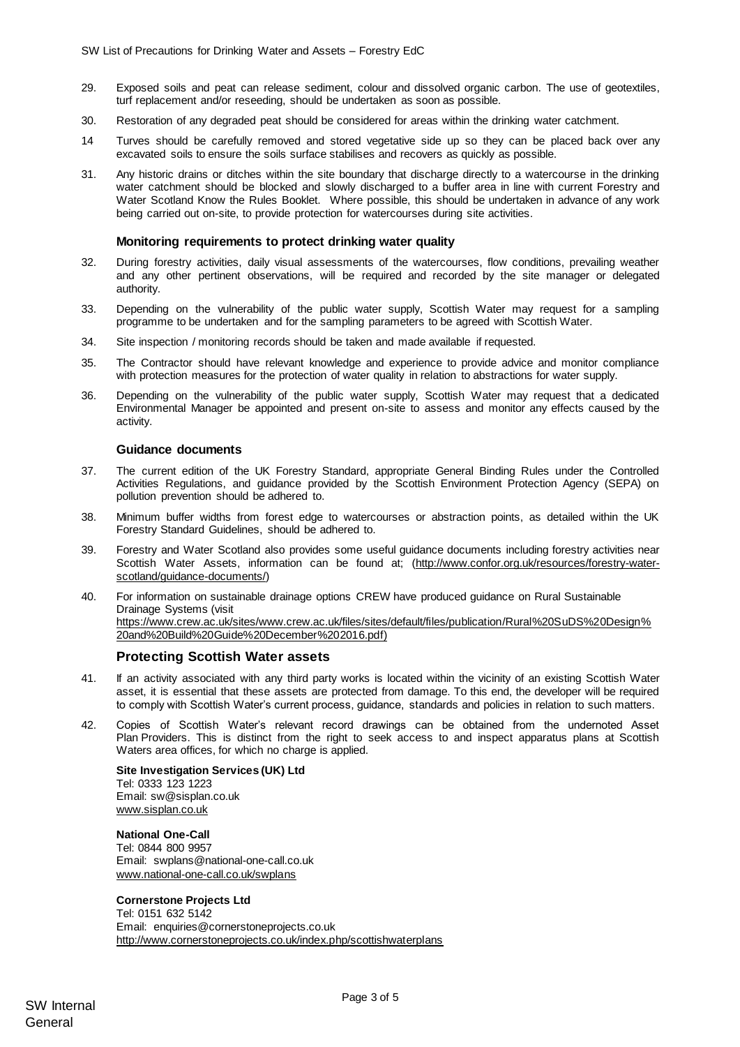29. Exposed soils and peat can release sediment, colour and dissolved organic carbon. The use of geotextiles, turf replacement and/or reseeding, should be undertaken as soon as possible.

30. Restoration of any degraded peat should be considered for areas within the drinking water catchment.

14 Turves should be carefully removed and stored vegetative side up so they can be placed back over any excavated soils to ensure the soils surface stabilises and recovers as quickly as possible.

31. Any historic drains or ditches within the site boundary that discharge directly to a watercourse in the drinking water catchment should be blocked and slowly discharged to a buffer area in line with current Forestry and Water Scotland Know the Rules Booklet. Where possible, this should be undertaken in advance of any work being carried out on-site, to provide protection for watercourses during site activities.

### Monitoring requirements to protect drinking water quality

32. During forestry activities, daily visual assessments of the watercourses, flow conditions, prevailing weather and any other pertinent observations, will be required and recorded by the site manager or delegated authority.

33. Depending on the vulnerability of the public water supply, Scottish Water may request for a sampling programme to be undertaken and for the sampling parameters to be agreed with Scottish Water.

34. Site inspection / monitoring records should be taken and made available if requested.

35. The Contractor should have relevant knowledge and experience to provide advice and monitor compliance with protection measures for the protection of water quality in relation to abstractions for water supply.

36. Depending on the vulnerability of the public water supply, Scottish Water may request that a dedicated Environmental Manager be appointed and present on-site to assess and monitor any effects caused by the activity.

### Guidance documents

37. The current edition of the UK Forestry Standard, appropriate General Binding Rules under the Controlled Activities Regulations, and guidance provided by the Scottish Environment Protection Agency (SEPA) on pollution prevention should be adhered to.

38. Minimum buffer widths from forest edge to watercourses or abstraction points, as detailed within the UK Forestry Standard Guidelines, should be adhered to.

39. Forestry and Water Scotland also provides some useful guidance documents including forestry activities near Scottish Water Assets, information can be found at; (http://www.confor.org.uk/resources/forestry-water-scotland/guidance-documents/)

40. For information on sustainable drainage options CREW have produced guidance on Rural Sustainable Drainage Systems (visit https://www.crew.ac.uk/sites/www.crew.ac.uk/files/sites/default/files/publication/Rural%20SuDS%20Design%20and%20Build%20Guide%20December%202016.pdf)

## Protecting Scottish Water assets

41. If an activity associated with any third party works is located within the vicinity of an existing Scottish Water asset, it is essential that these assets are protected from damage. To this end, the developer will be required to comply with Scottish Water's current process, guidance, standards and policies in relation to such matters.

42. Copies of Scottish Water's relevant record drawings can be obtained from the undernoted Asset Plan Providers. This is distinct from the right to seek access to and inspect apparatus plans at Scottish Waters area offices, for which no charge is applied.

**Site Investigation Services (UK) Ltd**
Tel: 0333 123 1223
Email: sw@sisplan.co.uk
www.sisplan.co.uk

**National One-Call**
Tel: 0844 800 9957
Email: swplans@national-one-call.co.uk
www.national-one-call.co.uk/swplans

**Cornerstone Projects Ltd**
Tel: 0151 632 5142
Email: enquiries@cornerstoneprojects.co.uk
http://www.cornerstoneprojects.co.uk/index.php/scottishwaterplans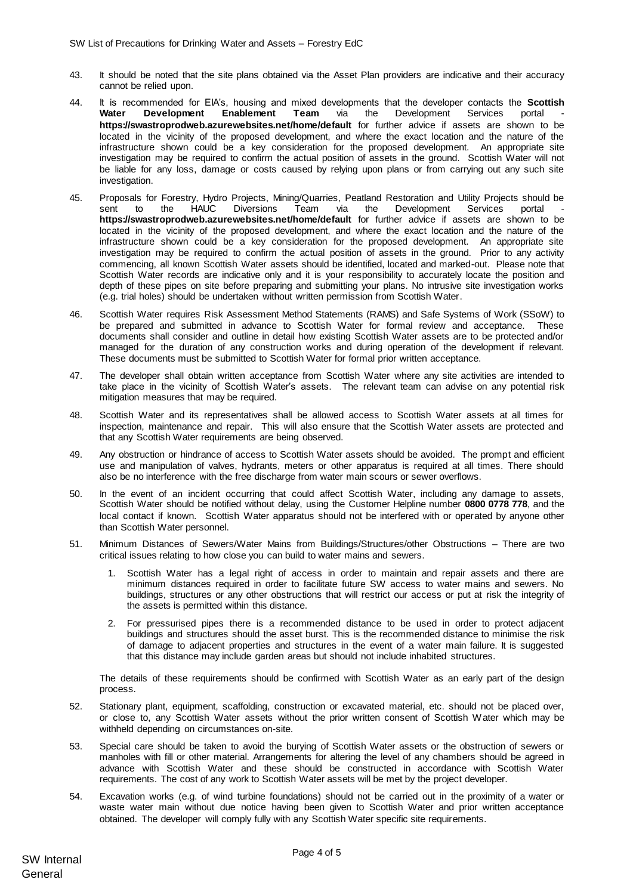43. It should be noted that the site plans obtained via the Asset Plan providers are indicative and their accuracy cannot be relied upon.

44. It is recommended for EIA's, housing and mixed developments that the developer contacts the **Scottish Water Development Enablement Team** via the Development Services portal - **https://swastroprodweb.azurewebsites.net/home/default** for further advice if assets are shown to be located in the vicinity of the proposed development, and where the exact location and the nature of the infrastructure shown could be a key consideration for the proposed development. An appropriate site investigation may be required to confirm the actual position of assets in the ground. Scottish Water will not be liable for any loss, damage or costs caused by relying upon plans or from carrying out any such site investigation.

45. Proposals for Forestry, Hydro Projects, Mining/Quarries, Peatland Restoration and Utility Projects should be sent to the HAUC Diversions Team via the Development Services portal - **https://swastroprodweb.azurewebsites.net/home/default** for further advice if assets are shown to be located in the vicinity of the proposed development, and where the exact location and the nature of the infrastructure shown could be a key consideration for the proposed development. An appropriate site investigation may be required to confirm the actual position of assets in the ground. Prior to any activity commencing, all known Scottish Water assets should be identified, located and marked-out. Please note that Scottish Water records are indicative only and it is your responsibility to accurately locate the position and depth of these pipes on site before preparing and submitting your plans. No intrusive site investigation works (e.g. trial holes) should be undertaken without written permission from Scottish Water.

46. Scottish Water requires Risk Assessment Method Statements (RAMS) and Safe Systems of Work (SSoW) to be prepared and submitted in advance to Scottish Water for formal review and acceptance. These documents shall consider and outline in detail how existing Scottish Water assets are to be protected and/or managed for the duration of any construction works and during operation of the development if relevant. These documents must be submitted to Scottish Water for formal prior written acceptance.

47. The developer shall obtain written acceptance from Scottish Water where any site activities are intended to take place in the vicinity of Scottish Water's assets. The relevant team can advise on any potential risk mitigation measures that may be required.

48. Scottish Water and its representatives shall be allowed access to Scottish Water assets at all times for inspection, maintenance and repair. This will also ensure that the Scottish Water assets are protected and that any Scottish Water requirements are being observed.

49. Any obstruction or hindrance of access to Scottish Water assets should be avoided. The prompt and efficient use and manipulation of valves, hydrants, meters or other apparatus is required at all times. There should also be no interference with the free discharge from water main scours or sewer overflows.

50. In the event of an incident occurring that could affect Scottish Water, including any damage to assets, Scottish Water should be notified without delay, using the Customer Helpline number **0800 0778 778**, and the local contact if known. Scottish Water apparatus should not be interfered with or operated by anyone other than Scottish Water personnel.

51. Minimum Distances of Sewers/Water Mains from Buildings/Structures/other Obstructions – There are two critical issues relating to how close you can build to water mains and sewers.

    1. Scottish Water has a legal right of access in order to maintain and repair assets and there are minimum distances required in order to facilitate future SW access to water mains and sewers. No buildings, structures or any other obstructions that will restrict our access or put at risk the integrity of the assets is permitted within this distance.

    2. For pressurised pipes there is a recommended distance to be used in order to protect adjacent buildings and structures should the asset burst. This is the recommended distance to minimise the risk of damage to adjacent properties and structures in the event of a water main failure. It is suggested that this distance may include garden areas but should not include inhabited structures.

    The details of these requirements should be confirmed with Scottish Water as an early part of the design process.

52. Stationary plant, equipment, scaffolding, construction or excavated material, etc. should not be placed over, or close to, any Scottish Water assets without the prior written consent of Scottish Water which may be withheld depending on circumstances on-site.

53. Special care should be taken to avoid the burying of Scottish Water assets or the obstruction of sewers or manholes with fill or other material. Arrangements for altering the level of any chambers should be agreed in advance with Scottish Water and these should be constructed in accordance with Scottish Water requirements. The cost of any work to Scottish Water assets will be met by the project developer.

54. Excavation works (e.g. of wind turbine foundations) should not be carried out in the proximity of a water or waste water main without due notice having been given to Scottish Water and prior written acceptance obtained. The developer will comply fully with any Scottish Water specific site requirements.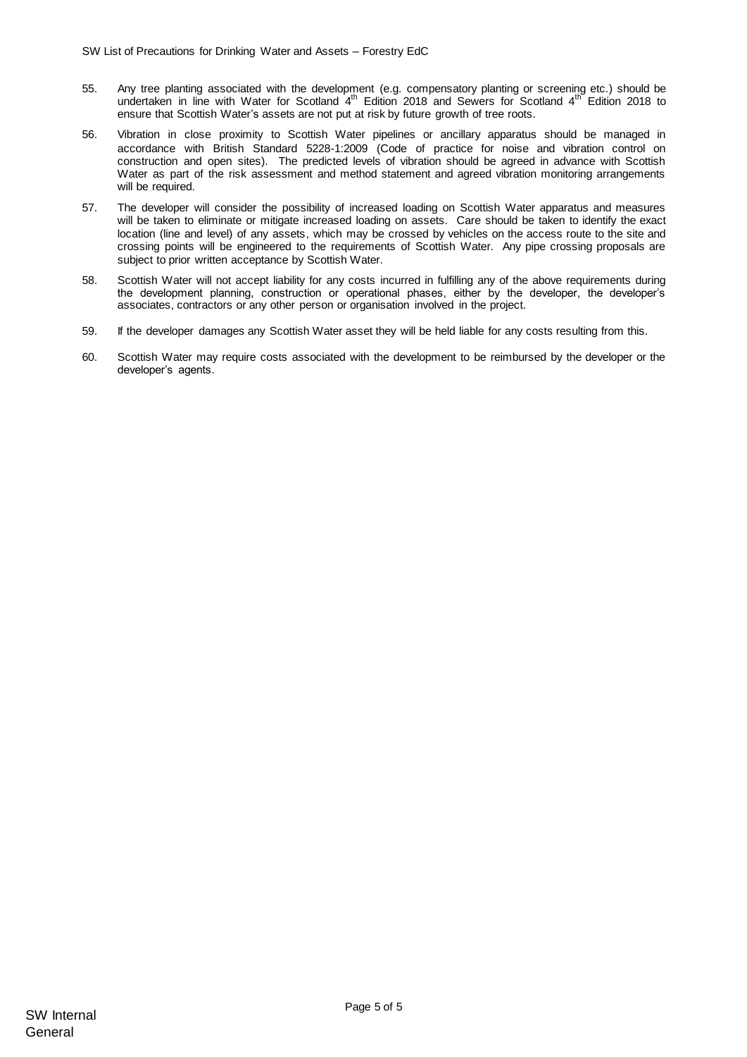55. Any tree planting associated with the development (e.g. compensatory planting or screening etc.) should be undertaken in line with Water for Scotland 4th Edition 2018 and Sewers for Scotland 4th Edition 2018 to ensure that Scottish Water's assets are not put at risk by future growth of tree roots.

56. Vibration in close proximity to Scottish Water pipelines or ancillary apparatus should be managed in accordance with British Standard 5228-1:2009 (Code of practice for noise and vibration control on construction and open sites). The predicted levels of vibration should be agreed in advance with Scottish Water as part of the risk assessment and method statement and agreed vibration monitoring arrangements will be required.

57. The developer will consider the possibility of increased loading on Scottish Water apparatus and measures will be taken to eliminate or mitigate increased loading on assets. Care should be taken to identify the exact location (line and level) of any assets, which may be crossed by vehicles on the access route to the site and crossing points will be engineered to the requirements of Scottish Water. Any pipe crossing proposals are subject to prior written acceptance by Scottish Water.

58. Scottish Water will not accept liability for any costs incurred in fulfilling any of the above requirements during the development planning, construction or operational phases, either by the developer, the developer's associates, contractors or any other person or organisation involved in the project.

59. If the developer damages any Scottish Water asset they will be held liable for any costs resulting from this.

60. Scottish Water may require costs associated with the development to be reimbursed by the developer or the developer's agents.